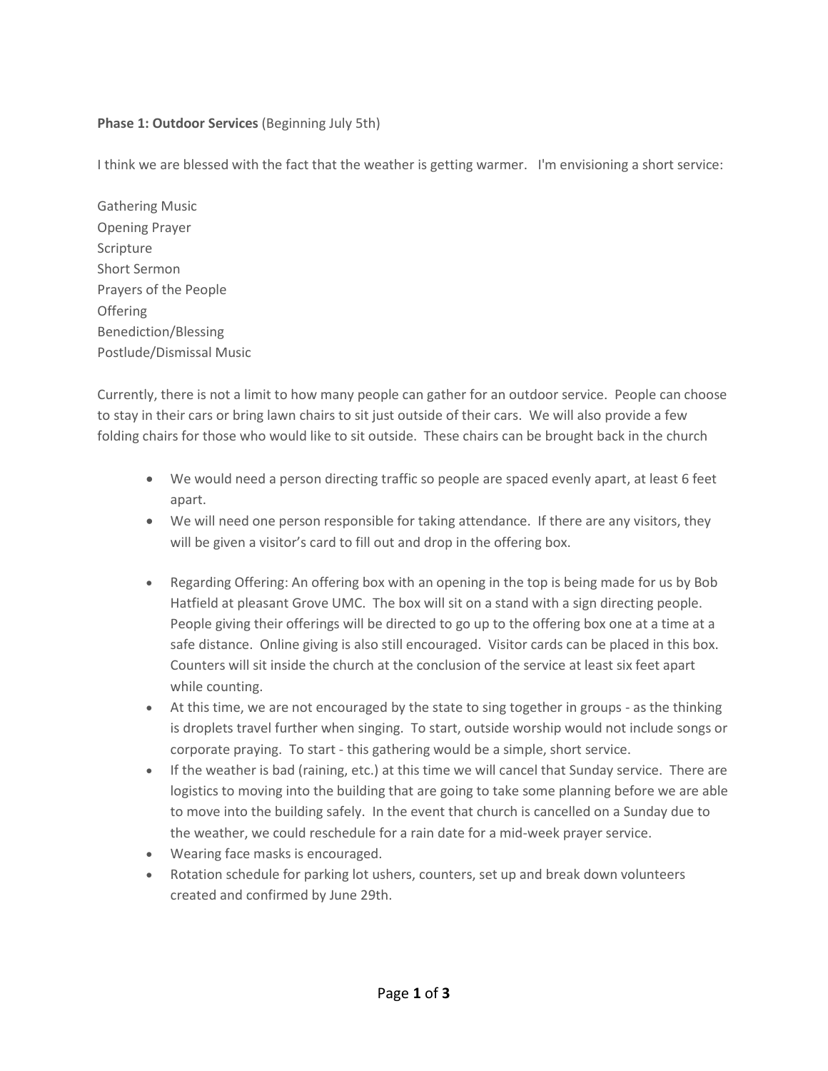**Phase 1: Outdoor Services** (Beginning July 5th)

I think we are blessed with the fact that the weather is getting warmer. I'm envisioning a short service:

Gathering Music
Opening Prayer
Scripture
Short Sermon
Prayers of the People
Offering
Benediction/Blessing
Postlude/Dismissal Music

Currently, there is not a limit to how many people can gather for an outdoor service. People can choose to stay in their cars or bring lawn chairs to sit just outside of their cars. We will also provide a few folding chairs for those who would like to sit outside. These chairs can be brought back in the church

- We would need a person directing traffic so people are spaced evenly apart, at least 6 feet apart.
- We will need one person responsible for taking attendance. If there are any visitors, they will be given a visitor's card to fill out and drop in the offering box.
- Regarding Offering: An offering box with an opening in the top is being made for us by Bob Hatfield at pleasant Grove UMC. The box will sit on a stand with a sign directing people. People giving their offerings will be directed to go up to the offering box one at a time at a safe distance. Online giving is also still encouraged. Visitor cards can be placed in this box. Counters will sit inside the church at the conclusion of the service at least six feet apart while counting.
- At this time, we are not encouraged by the state to sing together in groups - as the thinking is droplets travel further when singing. To start, outside worship would not include songs or corporate praying. To start - this gathering would be a simple, short service.
- If the weather is bad (raining, etc.) at this time we will cancel that Sunday service. There are logistics to moving into the building that are going to take some planning before we are able to move into the building safely. In the event that church is cancelled on a Sunday due to the weather, we could reschedule for a rain date for a mid-week prayer service.
- Wearing face masks is encouraged.
- Rotation schedule for parking lot ushers, counters, set up and break down volunteers created and confirmed by June 29th.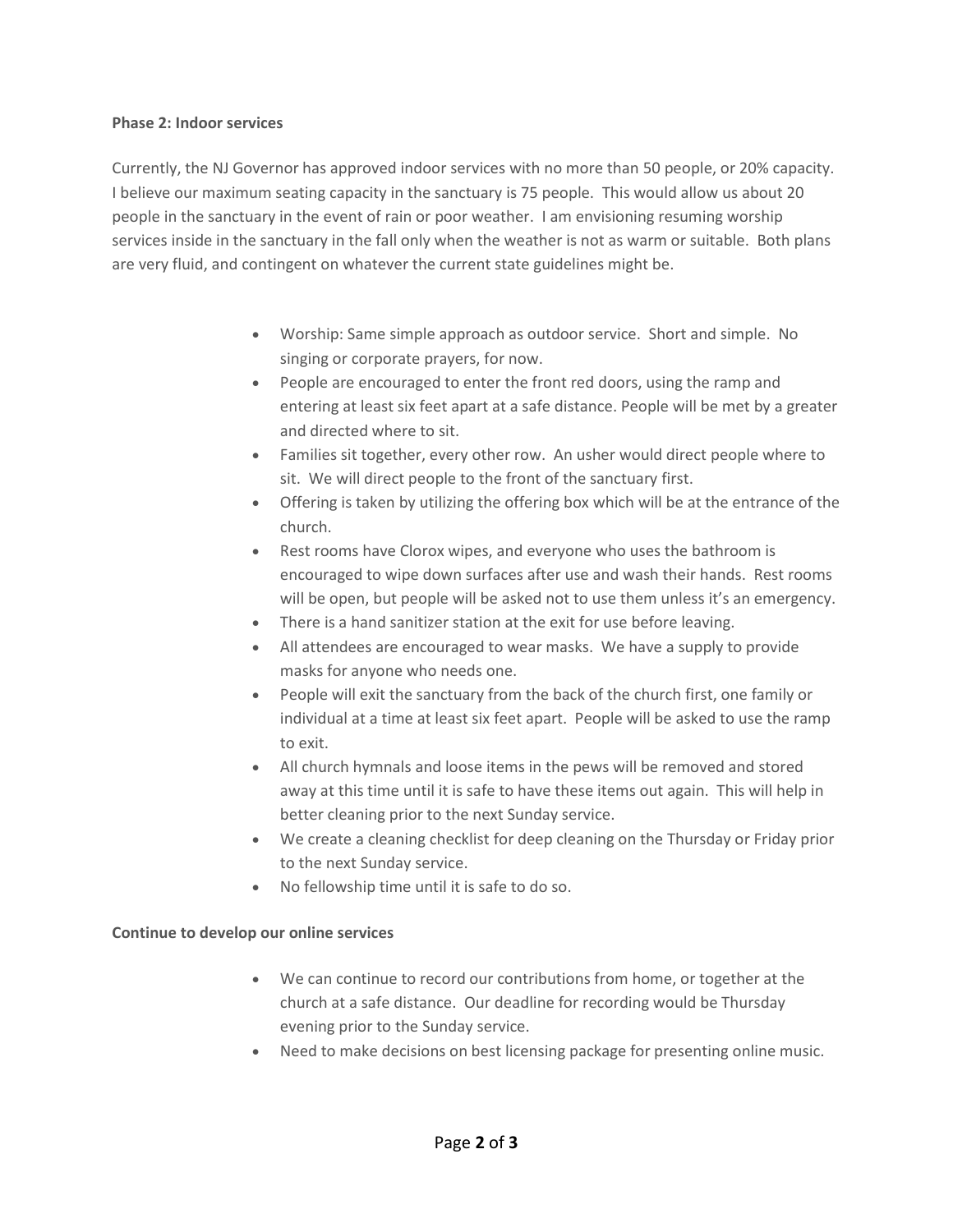**Phase 2: Indoor services**

Currently, the NJ Governor has approved indoor services with no more than 50 people, or 20% capacity. I believe our maximum seating capacity in the sanctuary is 75 people. This would allow us about 20 people in the sanctuary in the event of rain or poor weather. I am envisioning resuming worship services inside in the sanctuary in the fall only when the weather is not as warm or suitable. Both plans are very fluid, and contingent on whatever the current state guidelines might be.

- Worship: Same simple approach as outdoor service. Short and simple. No singing or corporate prayers, for now.
- People are encouraged to enter the front red doors, using the ramp and entering at least six feet apart at a safe distance. People will be met by a greater and directed where to sit.
- Families sit together, every other row. An usher would direct people where to sit. We will direct people to the front of the sanctuary first.
- Offering is taken by utilizing the offering box which will be at the entrance of the church.
- Rest rooms have Clorox wipes, and everyone who uses the bathroom is encouraged to wipe down surfaces after use and wash their hands. Rest rooms will be open, but people will be asked not to use them unless it's an emergency.
- There is a hand sanitizer station at the exit for use before leaving.
- All attendees are encouraged to wear masks. We have a supply to provide masks for anyone who needs one.
- People will exit the sanctuary from the back of the church first, one family or individual at a time at least six feet apart. People will be asked to use the ramp to exit.
- All church hymnals and loose items in the pews will be removed and stored away at this time until it is safe to have these items out again. This will help in better cleaning prior to the next Sunday service.
- We create a cleaning checklist for deep cleaning on the Thursday or Friday prior to the next Sunday service.
- No fellowship time until it is safe to do so.

**Continue to develop our online services**

- We can continue to record our contributions from home, or together at the church at a safe distance. Our deadline for recording would be Thursday evening prior to the Sunday service.
- Need to make decisions on best licensing package for presenting online music.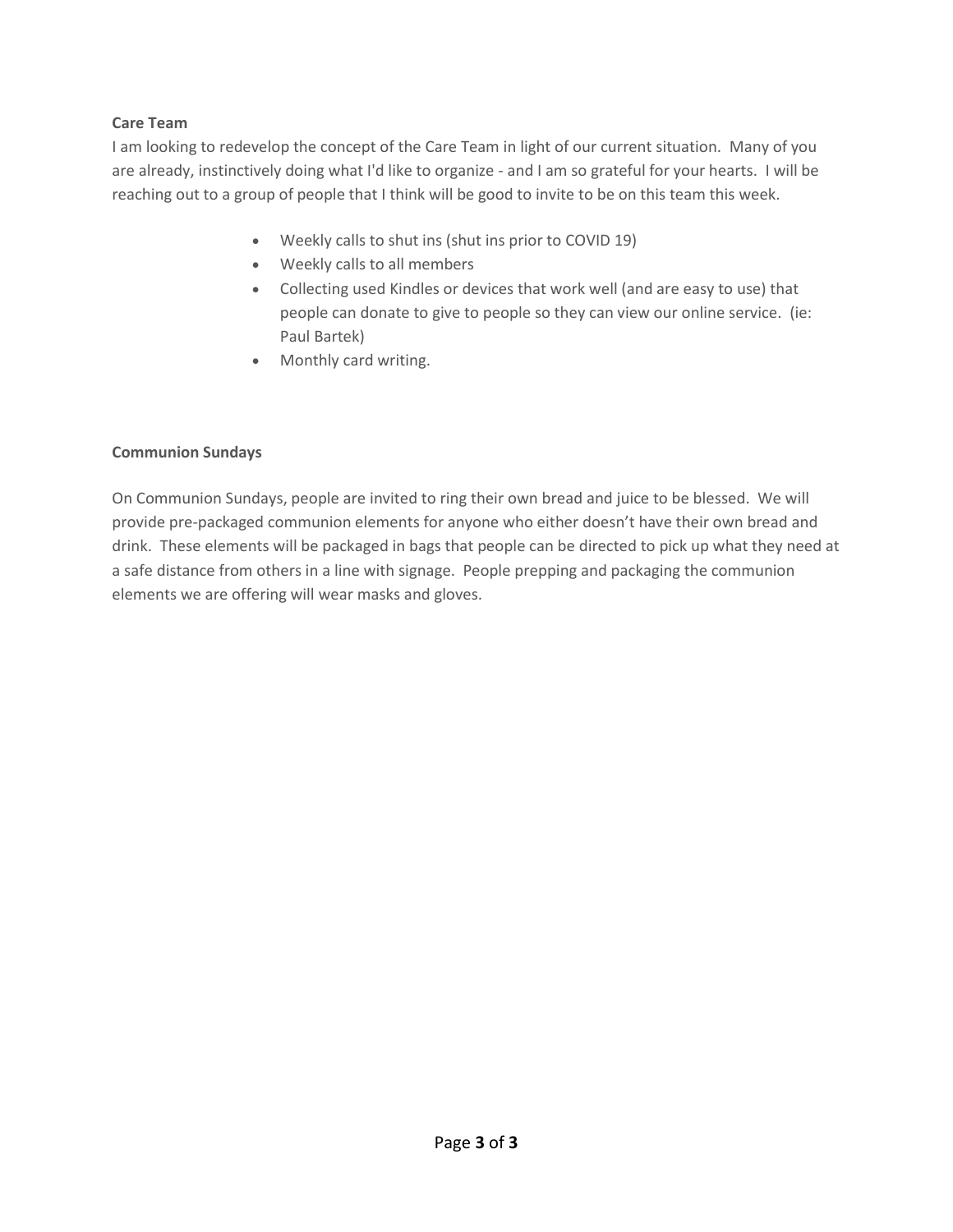**Care Team**

I am looking to redevelop the concept of the Care Team in light of our current situation. Many of you are already, instinctively doing what I'd like to organize - and I am so grateful for your hearts. I will be reaching out to a group of people that I think will be good to invite to be on this team this week.

- Weekly calls to shut ins (shut ins prior to COVID 19)
- Weekly calls to all members
- Collecting used Kindles or devices that work well (and are easy to use) that people can donate to give to people so they can view our online service. (ie: Paul Bartek)
- Monthly card writing.

**Communion Sundays**

On Communion Sundays, people are invited to ring their own bread and juice to be blessed. We will provide pre-packaged communion elements for anyone who either doesn't have their own bread and drink. These elements will be packaged in bags that people can be directed to pick up what they need at a safe distance from others in a line with signage. People prepping and packaging the communion elements we are offering will wear masks and gloves.